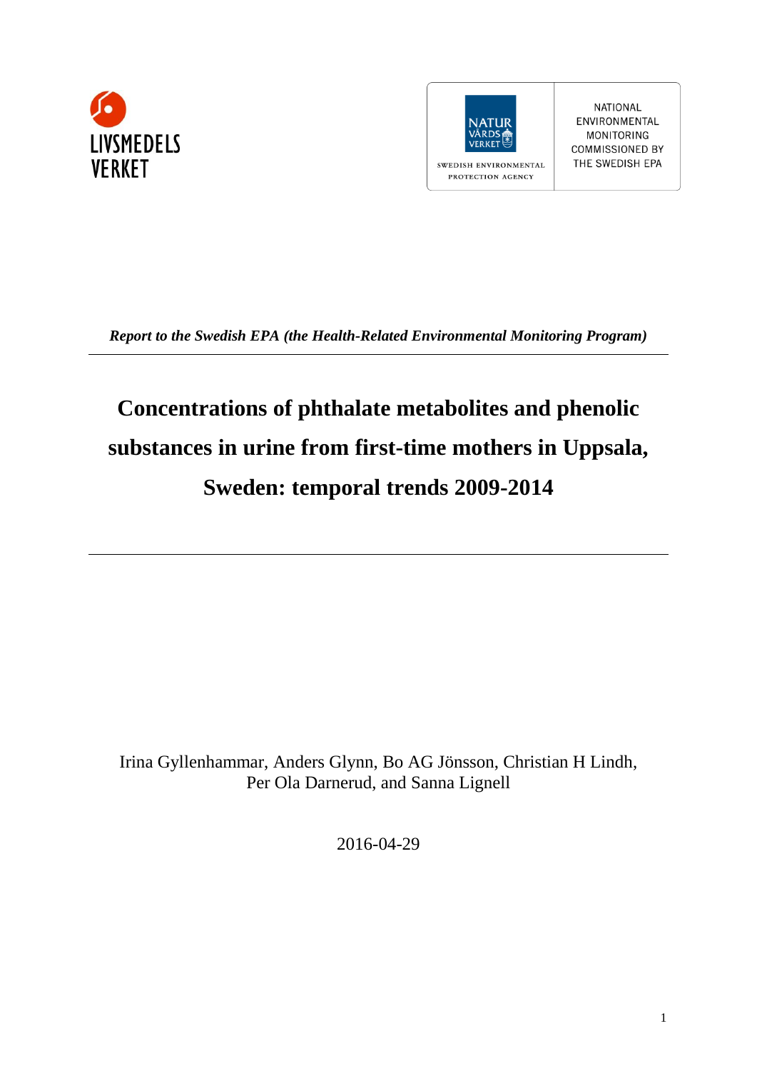LIVSMEDELS VERKET

NATUR VÅRDS VERKET

SWEDISH ENVIRONMENTAL PROTECTION AGENCY

NATIONAL ENVIRONMENTAL MONITORING COMMISSIONED BY THE SWEDISH EPA

***Report to the Swedish EPA (the Health-Related Environmental Monitoring Program)***

# Concentrations of phthalate metabolites and phenolic substances in urine from first-time mothers in Uppsala, Sweden: temporal trends 2009-2014

Irina Gyllenhammar, Anders Glynn, Bo AG Jönsson, Christian H Lindh, Per Ola Darnerud, and Sanna Lignell

2016-04-29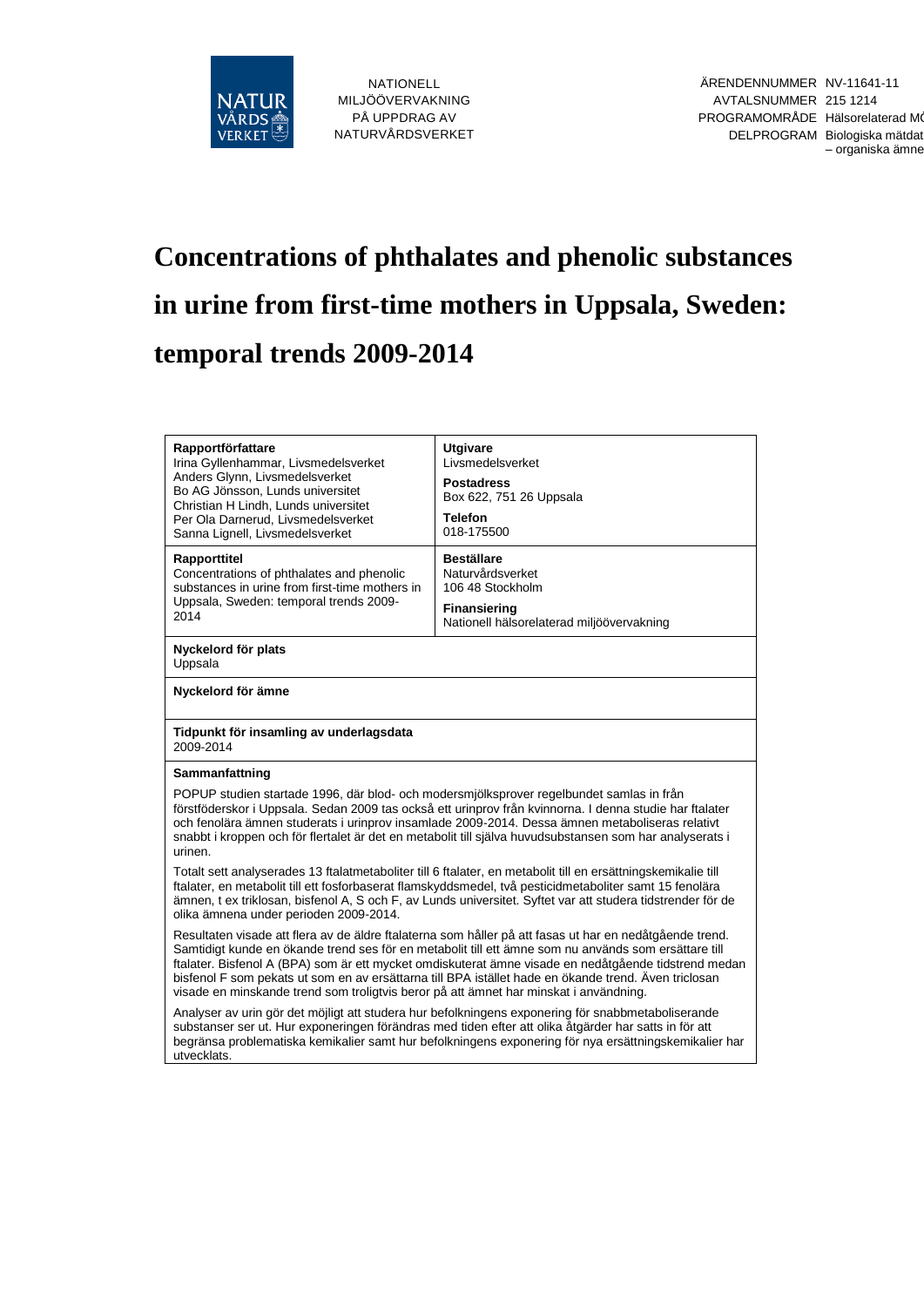NATIONELL MILJÖÖVERVAKNING PÅ UPPDRAG AV NATURVÅRDSVERKET

ÄRENDENNUMMER NV-11641-11
AVTALSNUMMER 215 1214
PROGRAMOMRÅDE Hälsorelaterad MÖ
DELPROGRAM Biologiska mätdat – organiska ämne

# Concentrations of phthalates and phenolic substances in urine from first-time mothers in Uppsala, Sweden: temporal trends 2009-2014

| **Rapportförfattare**<br>Irina Gyllenhammar, Livsmedelsverket<br>Anders Glynn, Livsmedelsverket<br>Bo AG Jönsson, Lunds universitet<br>Christian H Lindh, Lunds universitet<br>Per Ola Darnerud, Livsmedelsverket<br>Sanna Lignell, Livsmedelsverket | **Utgivare**<br>Livsmedelsverket<br>**Postadress**<br>Box 622, 751 26 Uppsala<br>**Telefon**<br>018-175500 |
|---|---|
| **Rapporttitel**<br>Concentrations of phthalates and phenolic substances in urine from first-time mothers in Uppsala, Sweden: temporal trends 2009-2014 | **Beställare**<br>Naturvårdsverket<br>106 48 Stockholm<br>**Finansiering**<br>Nationell hälsorelaterad miljöövervakning |
| **Nyckelord för plats**<br>Uppsala | |
| **Nyckelord för ämne** | |
| **Tidpunkt för insamling av underlagsdata**<br>2009-2014 | |

**Sammanfattning**

POPUP studien startade 1996, där blod- och modersmjölksprover regelbundet samlas in från förstföderskor i Uppsala. Sedan 2009 tas också ett urinprov från kvinnorna. I denna studie har ftalater och fenolära ämnen studerats i urinprov insamlade 2009-2014. Dessa ämnen metaboliseras relativt snabbt i kroppen och för flertalet är det en metabolit till själva huvudsubstansen som har analyserats i urinen.

Totalt sett analyserades 13 ftalatmetaboliter till 6 ftalater, en metabolit till en ersättningskemikalie till ftalater, en metabolit till ett fosforbaserat flamskyddsmedel, två pesticidmetaboliter samt 15 fenolära ämnen, t ex triklosan, bisfenol A, S och F, av Lunds universitet. Syftet var att studera tidstrender för de olika ämnena under perioden 2009-2014.

Resultaten visade att flera av de äldre ftalaterna som håller på att fasas ut har en nedåtgående trend. Samtidigt kunde en ökande trend ses för en metabolit till ett ämne som nu används som ersättare till ftalater. Bisfenol A (BPA) som är ett mycket omdiskuterat ämne visade en nedåtgående tidstrend medan bisfenol F som pekats ut som en av ersättarna till BPA istället hade en ökande trend. Även triclosan visade en minskande trend som troligtvis beror på att ämnet har minskat i användning.

Analyser av urin gör det möjligt att studera hur befolkningens exponering för snabbmetaboliserande substanser ser ut. Hur exponeringen förändras med tiden efter att olika åtgärder har satts in för att begränsa problematiska kemikalier samt hur befolkningens exponering för nya ersättningskemikalier har utvecklats.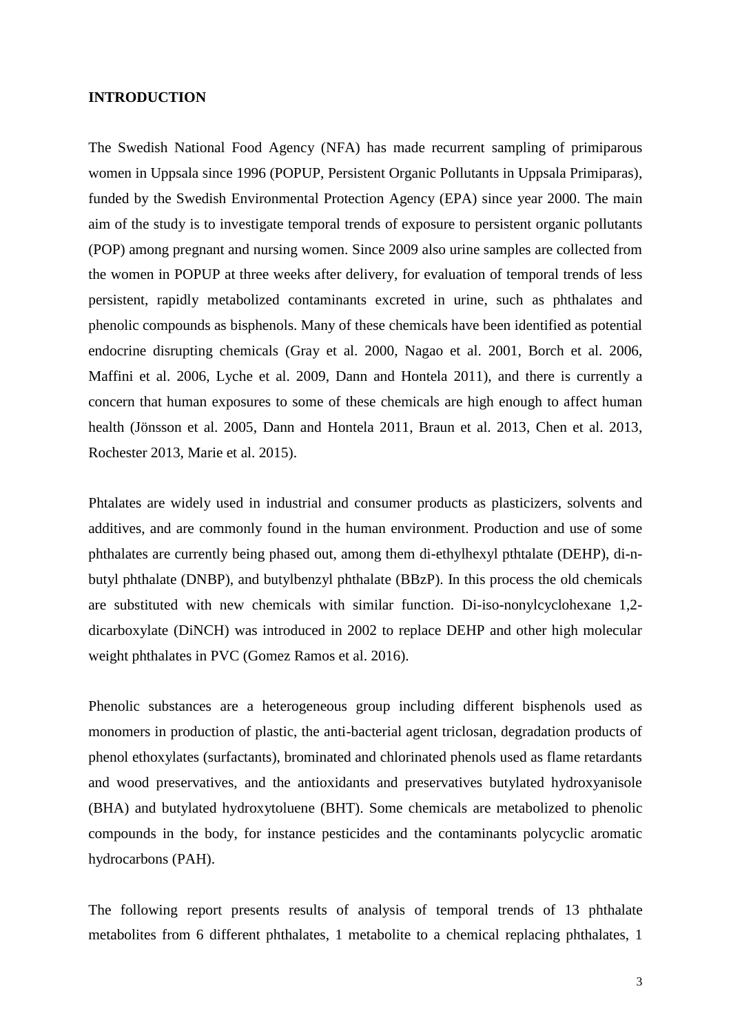## INTRODUCTION

The Swedish National Food Agency (NFA) has made recurrent sampling of primiparous women in Uppsala since 1996 (POPUP, Persistent Organic Pollutants in Uppsala Primiparas), funded by the Swedish Environmental Protection Agency (EPA) since year 2000. The main aim of the study is to investigate temporal trends of exposure to persistent organic pollutants (POP) among pregnant and nursing women. Since 2009 also urine samples are collected from the women in POPUP at three weeks after delivery, for evaluation of temporal trends of less persistent, rapidly metabolized contaminants excreted in urine, such as phthalates and phenolic compounds as bisphenols. Many of these chemicals have been identified as potential endocrine disrupting chemicals (Gray et al. 2000, Nagao et al. 2001, Borch et al. 2006, Maffini et al. 2006, Lyche et al. 2009, Dann and Hontela 2011), and there is currently a concern that human exposures to some of these chemicals are high enough to affect human health (Jönsson et al. 2005, Dann and Hontela 2011, Braun et al. 2013, Chen et al. 2013, Rochester 2013, Marie et al. 2015).

Phtalates are widely used in industrial and consumer products as plasticizers, solvents and additives, and are commonly found in the human environment. Production and use of some phthalates are currently being phased out, among them di-ethylhexyl pthtalate (DEHP), di-n-butyl phthalate (DNBP), and butylbenzyl phthalate (BBzP). In this process the old chemicals are substituted with new chemicals with similar function. Di-iso-nonylcyclohexane 1,2-dicarboxylate (DiNCH) was introduced in 2002 to replace DEHP and other high molecular weight phthalates in PVC (Gomez Ramos et al. 2016).

Phenolic substances are a heterogeneous group including different bisphenols used as monomers in production of plastic, the anti-bacterial agent triclosan, degradation products of phenol ethoxylates (surfactants), brominated and chlorinated phenols used as flame retardants and wood preservatives, and the antioxidants and preservatives butylated hydroxyanisole (BHA) and butylated hydroxytoluene (BHT). Some chemicals are metabolized to phenolic compounds in the body, for instance pesticides and the contaminants polycyclic aromatic hydrocarbons (PAH).

The following report presents results of analysis of temporal trends of 13 phthalate metabolites from 6 different phthalates, 1 metabolite to a chemical replacing phthalates, 1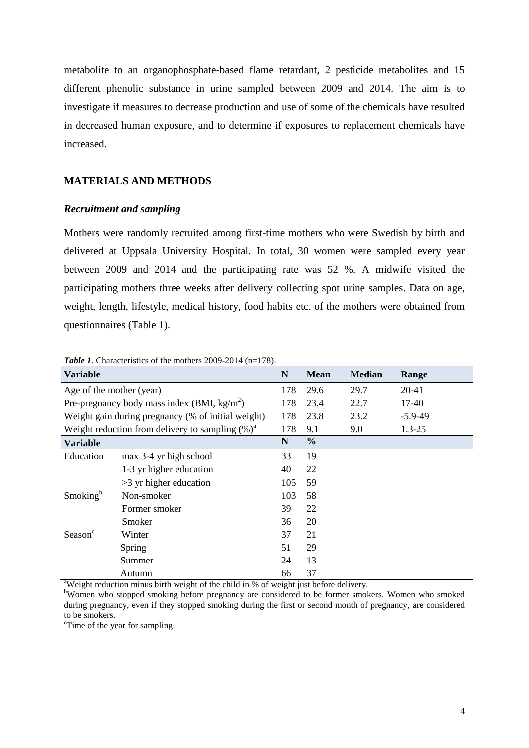metabolite to an organophosphate-based flame retardant, 2 pesticide metabolites and 15 different phenolic substance in urine sampled between 2009 and 2014. The aim is to investigate if measures to decrease production and use of some of the chemicals have resulted in decreased human exposure, and to determine if exposures to replacement chemicals have increased.

## MATERIALS AND METHODS

### *Recruitment and sampling*

Mothers were randomly recruited among first-time mothers who were Swedish by birth and delivered at Uppsala University Hospital. In total, 30 women were sampled every year between 2009 and 2014 and the participating rate was 52 %. A midwife visited the participating mothers three weeks after delivery collecting spot urine samples. Data on age, weight, length, lifestyle, medical history, food habits etc. of the mothers were obtained from questionnaires (Table 1).

***Table 1***. Characteristics of the mothers 2009-2014 (n=178).

| Variable | | N | Mean | Median | Range |
|---|---|---|---|---|---|
| Age of the mother (year) | | 178 | 29.6 | 29.7 | 20-41 |
| Pre-pregnancy body mass index (BMI, $kg/m^2$) | | 178 | 23.4 | 22.7 | 17-40 |
| Weight gain during pregnancy (% of initial weight) | | 178 | 23.8 | 23.2 | -5.9-49 |
| Weight reduction from delivery to sampling (%)[a] | | 178 | 9.1 | 9.0 | 1.3-25 |
| **Variable** | | **N** | **%** | | |
| Education | max 3-4 yr high school | 33 | 19 | | |
| | 1-3 yr higher education | 40 | 22 | | |
| | >3 yr higher education | 105 | 59 | | |
| Smoking[b] | Non-smoker | 103 | 58 | | |
| | Former smoker | 39 | 22 | | |
| | Smoker | 36 | 20 | | |
| Season[c] | Winter | 37 | 21 | | |
| | Spring | 51 | 29 | | |
| | Summer | 24 | 13 | | |
| | Autumn | 66 | 37 | | |

[a]Weight reduction minus birth weight of the child in % of weight just before delivery.
[b]Women who stopped smoking before pregnancy are considered to be former smokers. Women who smoked during pregnancy, even if they stopped smoking during the first or second month of pregnancy, are considered to be smokers.
[c]Time of the year for sampling.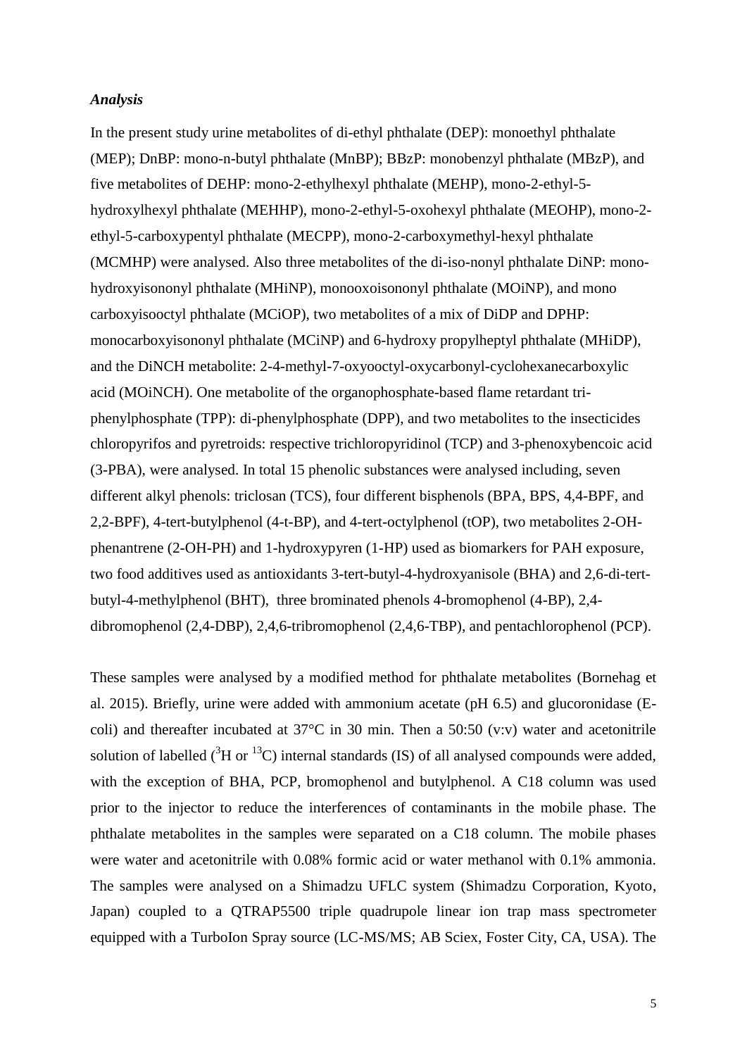### *Analysis*

In the present study urine metabolites of di-ethyl phthalate (DEP): monoethyl phthalate (MEP); DnBP: mono-n-butyl phthalate (MnBP); BBzP: monobenzyl phthalate (MBzP), and five metabolites of DEHP: mono-2-ethylhexyl phthalate (MEHP), mono-2-ethyl-5-hydroxylhexyl phthalate (MEHHP), mono-2-ethyl-5-oxohexyl phthalate (MEOHP), mono-2-ethyl-5-carboxypentyl phthalate (MECPP), mono-2-carboxymethyl-hexyl phthalate (MCMHP) were analysed. Also three metabolites of the di-iso-nonyl phthalate DiNP: mono-hydroxyisononyl phthalate (MHiNP), monooxoisononyl phthalate (MOiNP), and mono carboxyisooctyl phthalate (MCiOP), two metabolites of a mix of DiDP and DPHP: monocarboxyisononyl phthalate (MCiNP) and 6-hydroxy propylheptyl phthalate (MHiDP), and the DiNCH metabolite: 2-4-methyl-7-oxyooctyl-oxycarbonyl-cyclohexanecarboxylic acid (MOiNCH). One metabolite of the organophosphate-based flame retardant tri-phenylphosphate (TPP): di-phenylphosphate (DPP), and two metabolites to the insecticides chloropyrifos and pyretroids: respective trichloropyridinol (TCP) and 3-phenoxybencoic acid (3-PBA), were analysed. In total 15 phenolic substances were analysed including, seven different alkyl phenols: triclosan (TCS), four different bisphenols (BPA, BPS, 4,4-BPF, and 2,2-BPF), 4-tert-butylphenol (4-t-BP), and 4-tert-octylphenol (tOP), two metabolites 2-OH-phenantrene (2-OH-PH) and 1-hydroxypyren (1-HP) used as biomarkers for PAH exposure, two food additives used as antioxidants 3-tert-butyl-4-hydroxyanisole (BHA) and 2,6-di-tert-butyl-4-methylphenol (BHT), three brominated phenols 4-bromophenol (4-BP), 2,4-dibromophenol (2,4-DBP), 2,4,6-tribromophenol (2,4,6-TBP), and pentachlorophenol (PCP).

These samples were analysed by a modified method for phthalate metabolites (Bornehag et al. 2015). Briefly, urine were added with ammonium acetate (pH 6.5) and glucoronidase (E-coli) and thereafter incubated at 37°C in 30 min. Then a 50:50 (v:v) water and acetonitrile solution of labelled ($^{3}$H or $^{13}$C) internal standards (IS) of all analysed compounds were added, with the exception of BHA, PCP, bromophenol and butylphenol. A C18 column was used prior to the injector to reduce the interferences of contaminants in the mobile phase. The phthalate metabolites in the samples were separated on a C18 column. The mobile phases were water and acetonitrile with 0.08% formic acid or water methanol with 0.1% ammonia. The samples were analysed on a Shimadzu UFLC system (Shimadzu Corporation, Kyoto, Japan) coupled to a QTRAP5500 triple quadrupole linear ion trap mass spectrometer equipped with a TurboIon Spray source (LC-MS/MS; AB Sciex, Foster City, CA, USA). The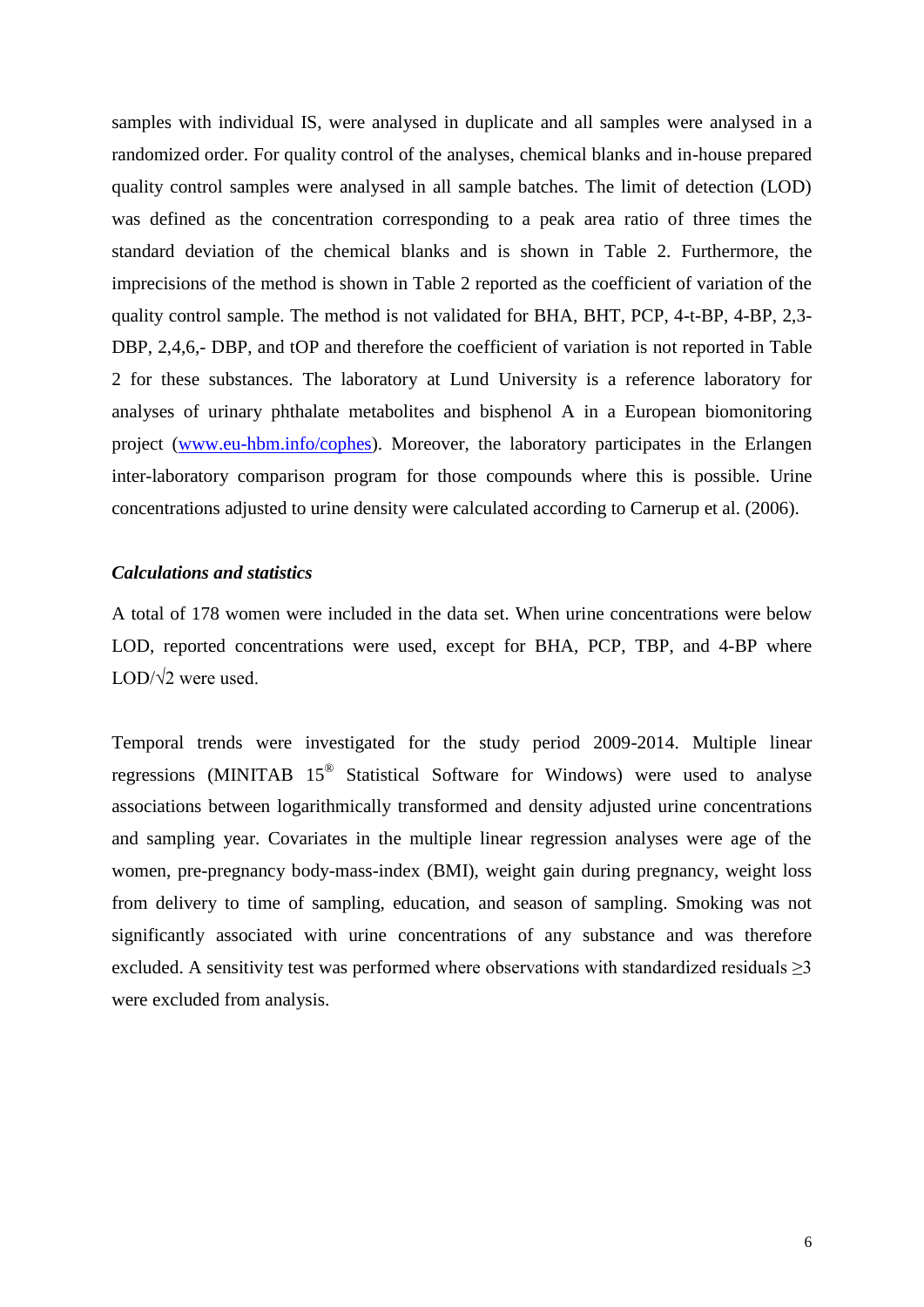samples with individual IS, were analysed in duplicate and all samples were analysed in a randomized order. For quality control of the analyses, chemical blanks and in-house prepared quality control samples were analysed in all sample batches. The limit of detection (LOD) was defined as the concentration corresponding to a peak area ratio of three times the standard deviation of the chemical blanks and is shown in Table 2. Furthermore, the imprecisions of the method is shown in Table 2 reported as the coefficient of variation of the quality control sample. The method is not validated for BHA, BHT, PCP, 4-t-BP, 4-BP, 2,3-DBP, 2,4,6,- DBP, and tOP and therefore the coefficient of variation is not reported in Table 2 for these substances. The laboratory at Lund University is a reference laboratory for analyses of urinary phthalate metabolites and bisphenol A in a European biomonitoring project (www.eu-hbm.info/cophes). Moreover, the laboratory participates in the Erlangen inter-laboratory comparison program for those compounds where this is possible. Urine concentrations adjusted to urine density were calculated according to Carnerup et al. (2006).

### *Calculations and statistics*

A total of 178 women were included in the data set. When urine concentrations were below LOD, reported concentrations were used, except for BHA, PCP, TBP, and 4-BP where LOD/$\sqrt{2}$ were used.

Temporal trends were investigated for the study period 2009-2014. Multiple linear regressions (MINITAB 15® Statistical Software for Windows) were used to analyse associations between logarithmically transformed and density adjusted urine concentrations and sampling year. Covariates in the multiple linear regression analyses were age of the women, pre-pregnancy body-mass-index (BMI), weight gain during pregnancy, weight loss from delivery to time of sampling, education, and season of sampling. Smoking was not significantly associated with urine concentrations of any substance and was therefore excluded. A sensitivity test was performed where observations with standardized residuals $\geq 3$ were excluded from analysis.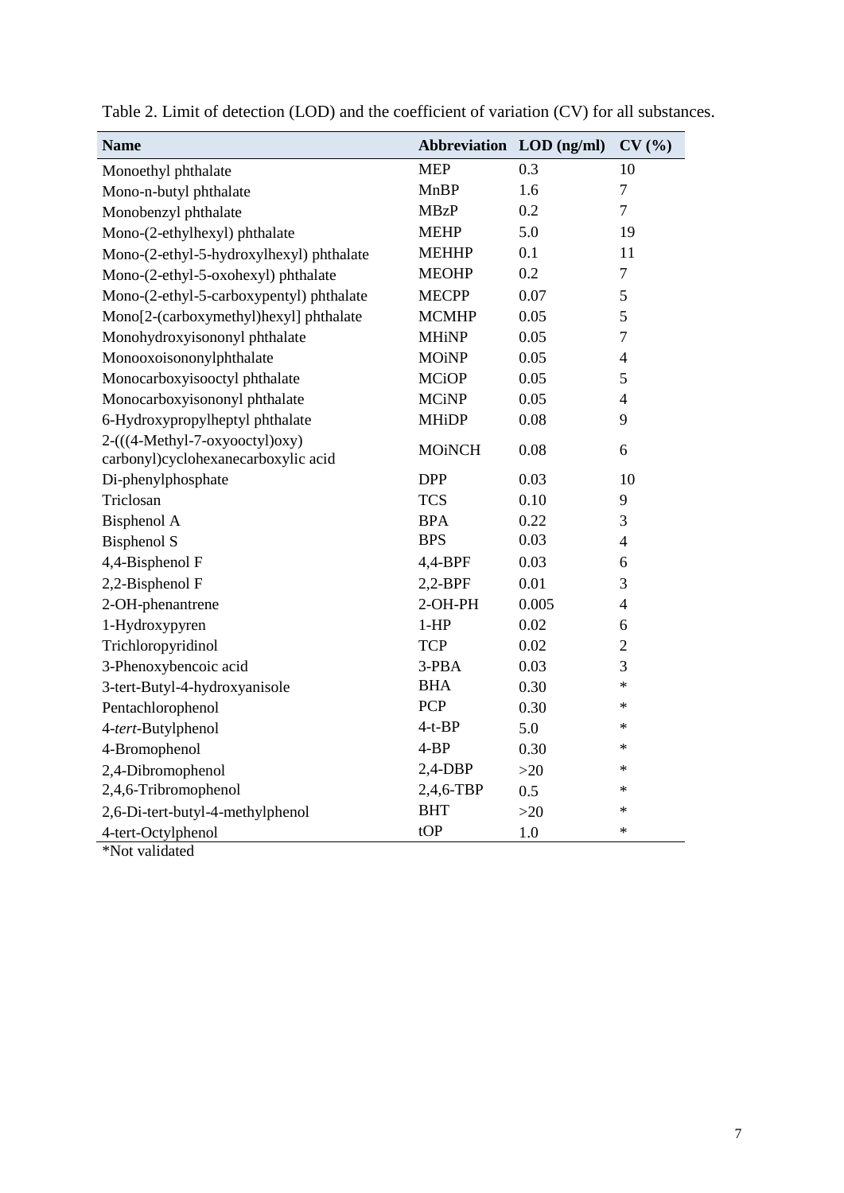Table 2. Limit of detection (LOD) and the coefficient of variation (CV) for all substances.

| Name | Abbreviation | LOD (ng/ml) | CV (%) |
|---|---|---|---|
| Monoethyl phthalate | MEP | 0.3 | 10 |
| Mono-n-butyl phthalate | MnBP | 1.6 | 7 |
| Monobenzyl phthalate | MBzP | 0.2 | 7 |
| Mono-(2-ethylhexyl) phthalate | MEHP | 5.0 | 19 |
| Mono-(2-ethyl-5-hydroxylhexyl) phthalate | MEHHP | 0.1 | 11 |
| Mono-(2-ethyl-5-oxohexyl) phthalate | MEOHP | 0.2 | 7 |
| Mono-(2-ethyl-5-carboxypentyl) phthalate | MECPP | 0.07 | 5 |
| Mono[2-(carboxymethyl)hexyl] phthalate | MCMHP | 0.05 | 5 |
| Monohydroxyisononyl phthalate | MHiNP | 0.05 | 7 |
| Monooxoisononylphthalate | MOiNP | 0.05 | 4 |
| Monocarboxyisooctyl phthalate | MCiOP | 0.05 | 5 |
| Monocarboxyisononyl phthalate | MCiNP | 0.05 | 4 |
| 6-Hydroxypropylheptyl phthalate | MHiDP | 0.08 | 9 |
| 2-(((4-Methyl-7-oxyooctyl)oxy) carbonyl)cyclohexanecarboxylic acid | MOiNCH | 0.08 | 6 |
| Di-phenylphosphate | DPP | 0.03 | 10 |
| Triclosan | TCS | 0.10 | 9 |
| Bisphenol A | BPA | 0.22 | 3 |
| Bisphenol S | BPS | 0.03 | 4 |
| 4,4-Bisphenol F | 4,4-BPF | 0.03 | 6 |
| 2,2-Bisphenol F | 2,2-BPF | 0.01 | 3 |
| 2-OH-phenantrene | 2-OH-PH | 0.005 | 4 |
| 1-Hydroxypyren | 1-HP | 0.02 | 6 |
| Trichloropyridinol | TCP | 0.02 | 2 |
| 3-Phenoxybencoic acid | 3-PBA | 0.03 | 3 |
| 3-tert-Butyl-4-hydroxyanisole | BHA | 0.30 | * |
| Pentachlorophenol | PCP | 0.30 | * |
| 4-*tert*-Butylphenol | 4-t-BP | 5.0 | * |
| 4-Bromophenol | 4-BP | 0.30 | * |
| 2,4-Dibromophenol | 2,4-DBP | >20 | * |
| 2,4,6-Tribromophenol | 2,4,6-TBP | 0.5 | * |
| 2,6-Di-tert-butyl-4-methylphenol | BHT | >20 | * |
| 4-tert-Octylphenol | tOP | 1.0 | * |

*Not validated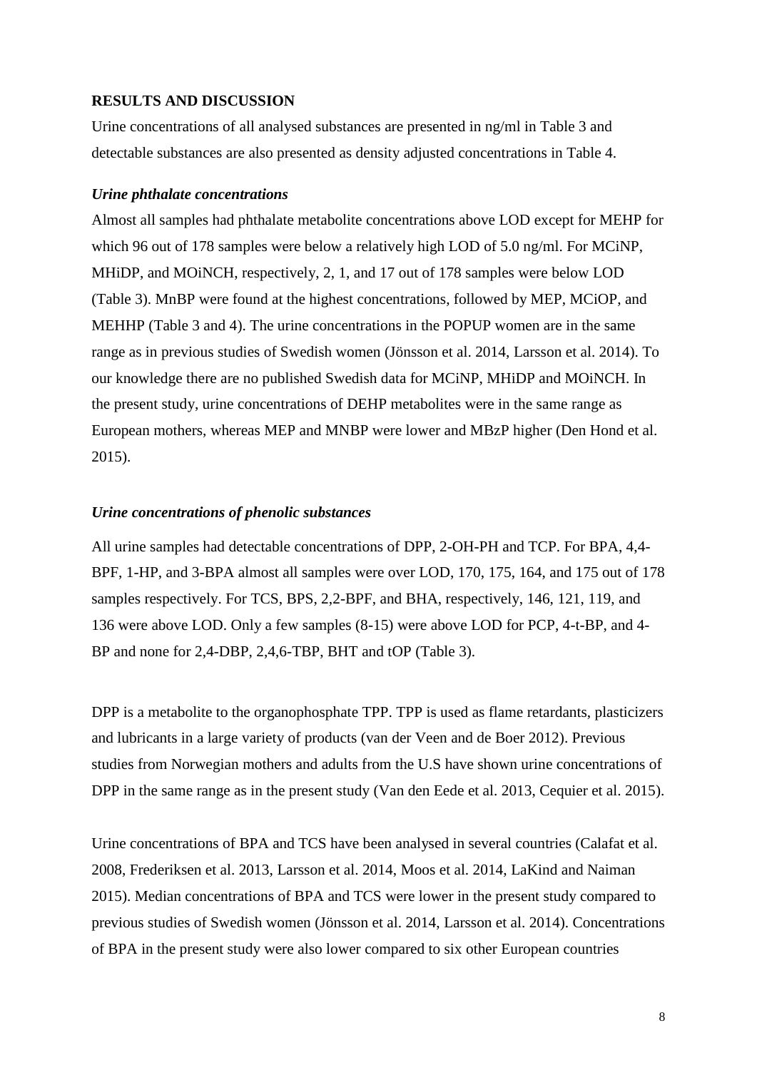## RESULTS AND DISCUSSION

Urine concentrations of all analysed substances are presented in ng/ml in Table 3 and detectable substances are also presented as density adjusted concentrations in Table 4.

### *Urine phthalate concentrations*

Almost all samples had phthalate metabolite concentrations above LOD except for MEHP for which 96 out of 178 samples were below a relatively high LOD of 5.0 ng/ml. For MCiNP, MHiDP, and MOiNCH, respectively, 2, 1, and 17 out of 178 samples were below LOD (Table 3). MnBP were found at the highest concentrations, followed by MEP, MCiOP, and MEHHP (Table 3 and 4). The urine concentrations in the POPUP women are in the same range as in previous studies of Swedish women (Jönsson et al. 2014, Larsson et al. 2014). To our knowledge there are no published Swedish data for MCiNP, MHiDP and MOiNCH. In the present study, urine concentrations of DEHP metabolites were in the same range as European mothers, whereas MEP and MNBP were lower and MBzP higher (Den Hond et al. 2015).

### *Urine concentrations of phenolic substances*

All urine samples had detectable concentrations of DPP, 2-OH-PH and TCP. For BPA, 4,4-BPF, 1-HP, and 3-BPA almost all samples were over LOD, 170, 175, 164, and 175 out of 178 samples respectively. For TCS, BPS, 2,2-BPF, and BHA, respectively, 146, 121, 119, and 136 were above LOD. Only a few samples (8-15) were above LOD for PCP, 4-t-BP, and 4-BP and none for 2,4-DBP, 2,4,6-TBP, BHT and tOP (Table 3).

DPP is a metabolite to the organophosphate TPP. TPP is used as flame retardants, plasticizers and lubricants in a large variety of products (van der Veen and de Boer 2012). Previous studies from Norwegian mothers and adults from the U.S have shown urine concentrations of DPP in the same range as in the present study (Van den Eede et al. 2013, Cequier et al. 2015).

Urine concentrations of BPA and TCS have been analysed in several countries (Calafat et al. 2008, Frederiksen et al. 2013, Larsson et al. 2014, Moos et al. 2014, LaKind and Naiman 2015). Median concentrations of BPA and TCS were lower in the present study compared to previous studies of Swedish women (Jönsson et al. 2014, Larsson et al. 2014). Concentrations of BPA in the present study were also lower compared to six other European countries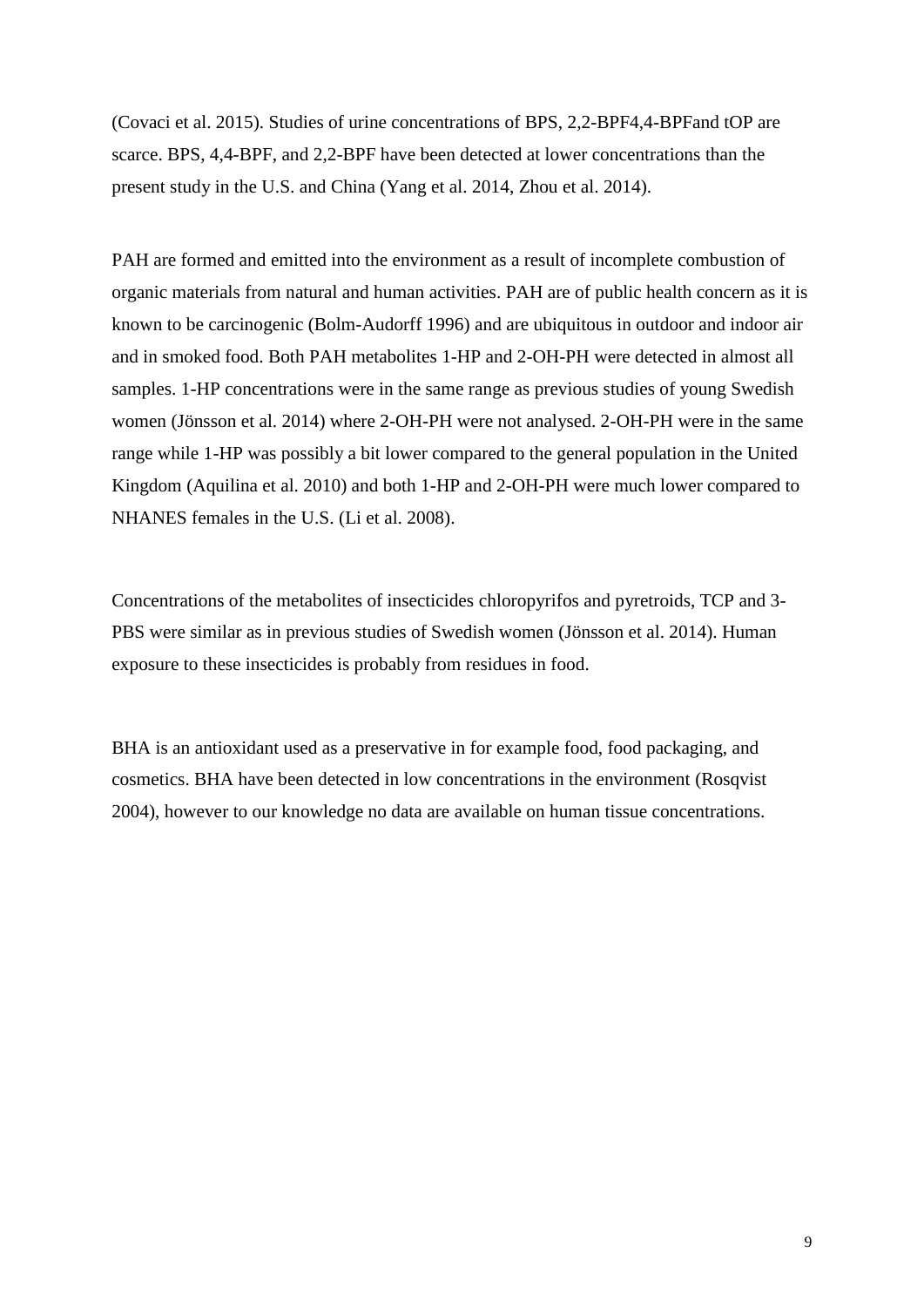(Covaci et al. 2015). Studies of urine concentrations of BPS, 2,2-BPF4,4-BPFand tOP are scarce. BPS, 4,4-BPF, and 2,2-BPF have been detected at lower concentrations than the present study in the U.S. and China (Yang et al. 2014, Zhou et al. 2014).

PAH are formed and emitted into the environment as a result of incomplete combustion of organic materials from natural and human activities. PAH are of public health concern as it is known to be carcinogenic (Bolm-Audorff 1996) and are ubiquitous in outdoor and indoor air and in smoked food. Both PAH metabolites 1-HP and 2-OH-PH were detected in almost all samples. 1-HP concentrations were in the same range as previous studies of young Swedish women (Jönsson et al. 2014) where 2-OH-PH were not analysed. 2-OH-PH were in the same range while 1-HP was possibly a bit lower compared to the general population in the United Kingdom (Aquilina et al. 2010) and both 1-HP and 2-OH-PH were much lower compared to NHANES females in the U.S. (Li et al. 2008).

Concentrations of the metabolites of insecticides chloropyrifos and pyretroids, TCP and 3-PBS were similar as in previous studies of Swedish women (Jönsson et al. 2014). Human exposure to these insecticides is probably from residues in food.

BHA is an antioxidant used as a preservative in for example food, food packaging, and cosmetics. BHA have been detected in low concentrations in the environment (Rosqvist 2004), however to our knowledge no data are available on human tissue concentrations.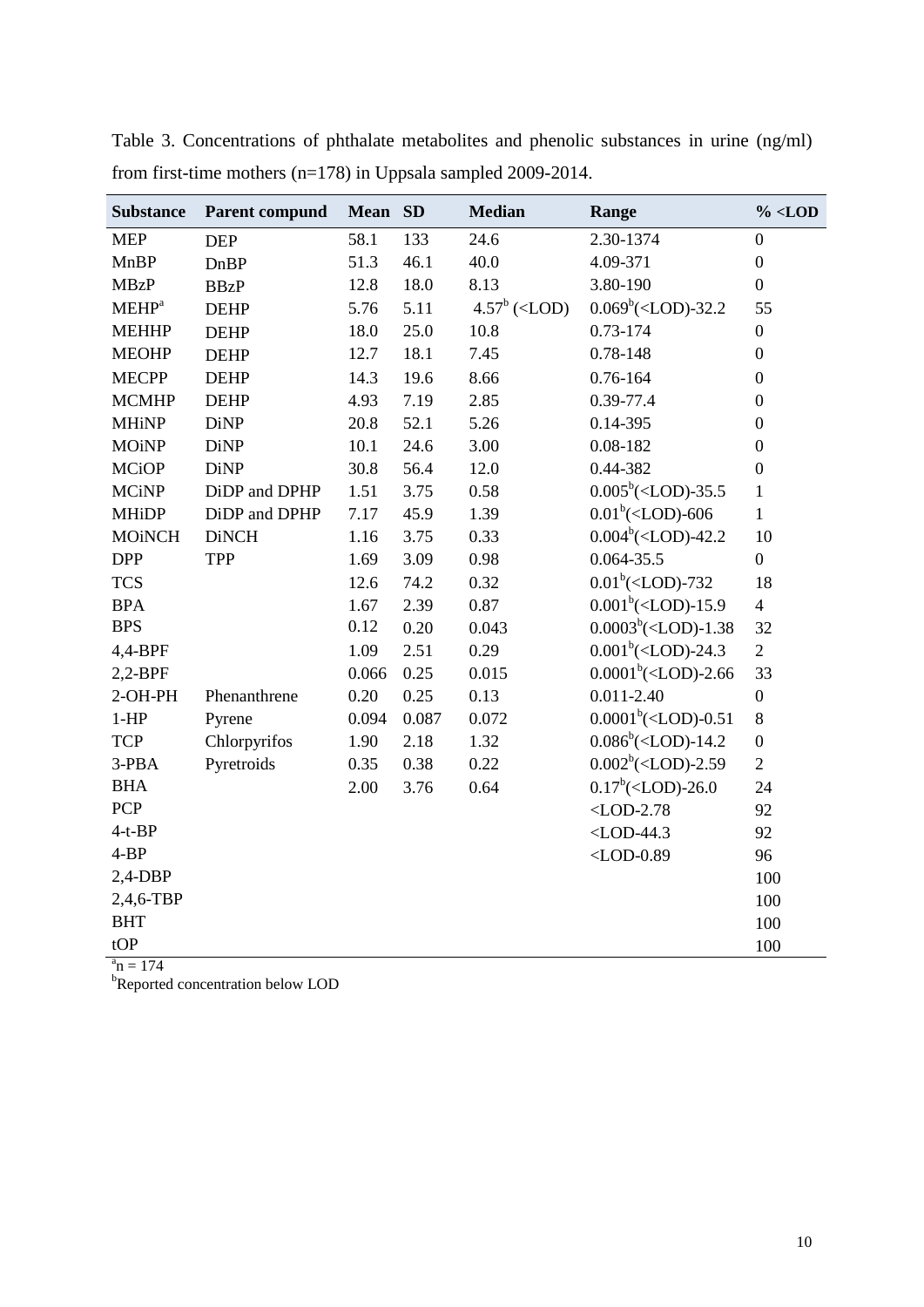Table 3. Concentrations of phthalate metabolites and phenolic substances in urine (ng/ml) from first-time mothers (n=178) in Uppsala sampled 2009-2014.

| Substance | Parent compund | Mean | SD | Median | Range | % <LOD |
|---|---|---|---|---|---|---|
| MEP | DEP | 58.1 | 133 | 24.6 | 2.30-1374 | 0 |
| MnBP | DnBP | 51.3 | 46.1 | 40.0 | 4.09-371 | 0 |
| MBzP | BBzP | 12.8 | 18.0 | 8.13 | 3.80-190 | 0 |
| MEHP[a] | DEHP | 5.76 | 5.11 | 4.57[b] (<LOD) | 0.069[b](<LOD)-32.2 | 55 |
| MEHHP | DEHP | 18.0 | 25.0 | 10.8 | 0.73-174 | 0 |
| MEOHP | DEHP | 12.7 | 18.1 | 7.45 | 0.78-148 | 0 |
| MECPP | DEHP | 14.3 | 19.6 | 8.66 | 0.76-164 | 0 |
| MCMHP | DEHP | 4.93 | 7.19 | 2.85 | 0.39-77.4 | 0 |
| MHiNP | DiNP | 20.8 | 52.1 | 5.26 | 0.14-395 | 0 |
| MOiNP | DiNP | 10.1 | 24.6 | 3.00 | 0.08-182 | 0 |
| MCiOP | DiNP | 30.8 | 56.4 | 12.0 | 0.44-382 | 0 |
| MCiNP | DiDP and DPHP | 1.51 | 3.75 | 0.58 | 0.005[b](<LOD)-35.5 | 1 |
| MHiDP | DiDP and DPHP | 7.17 | 45.9 | 1.39 | 0.01[b](<LOD)-606 | 1 |
| MOiNCH | DiNCH | 1.16 | 3.75 | 0.33 | 0.004[b](<LOD)-42.2 | 10 |
| DPP | TPP | 1.69 | 3.09 | 0.98 | 0.064-35.5 | 0 |
| TCS | | 12.6 | 74.2 | 0.32 | 0.01[b](<LOD)-732 | 18 |
| BPA | | 1.67 | 2.39 | 0.87 | 0.001[b](<LOD)-15.9 | 4 |
| BPS | | 0.12 | 0.20 | 0.043 | 0.0003[b](<LOD)-1.38 | 32 |
| 4,4-BPF | | 1.09 | 2.51 | 0.29 | 0.001[b](<LOD)-24.3 | 2 |
| 2,2-BPF | | 0.066 | 0.25 | 0.015 | 0.0001[b](<LOD)-2.66 | 33 |
| 2-OH-PH | Phenanthrene | 0.20 | 0.25 | 0.13 | 0.011-2.40 | 0 |
| 1-HP | Pyrene | 0.094 | 0.087 | 0.072 | 0.0001[b](<LOD)-0.51 | 8 |
| TCP | Chlorpyrifos | 1.90 | 2.18 | 1.32 | 0.086[b](<LOD)-14.2 | 0 |
| 3-PBA | Pyretroids | 0.35 | 0.38 | 0.22 | 0.002[b](<LOD)-2.59 | 2 |
| BHA | | 2.00 | 3.76 | 0.64 | 0.17[b](<LOD)-26.0 | 24 |
| PCP | | | | | <LOD-2.78 | 92 |
| 4-t-BP | | | | | <LOD-44.3 | 92 |
| 4-BP | | | | | <LOD-0.89 | 96 |
| 2,4-DBP | | | | | | 100 |
| 2,4,6-TBP | | | | | | 100 |
| BHT | | | | | | 100 |
| tOP | | | | | | 100 |

[a]n = 174
[b]Reported concentration below LOD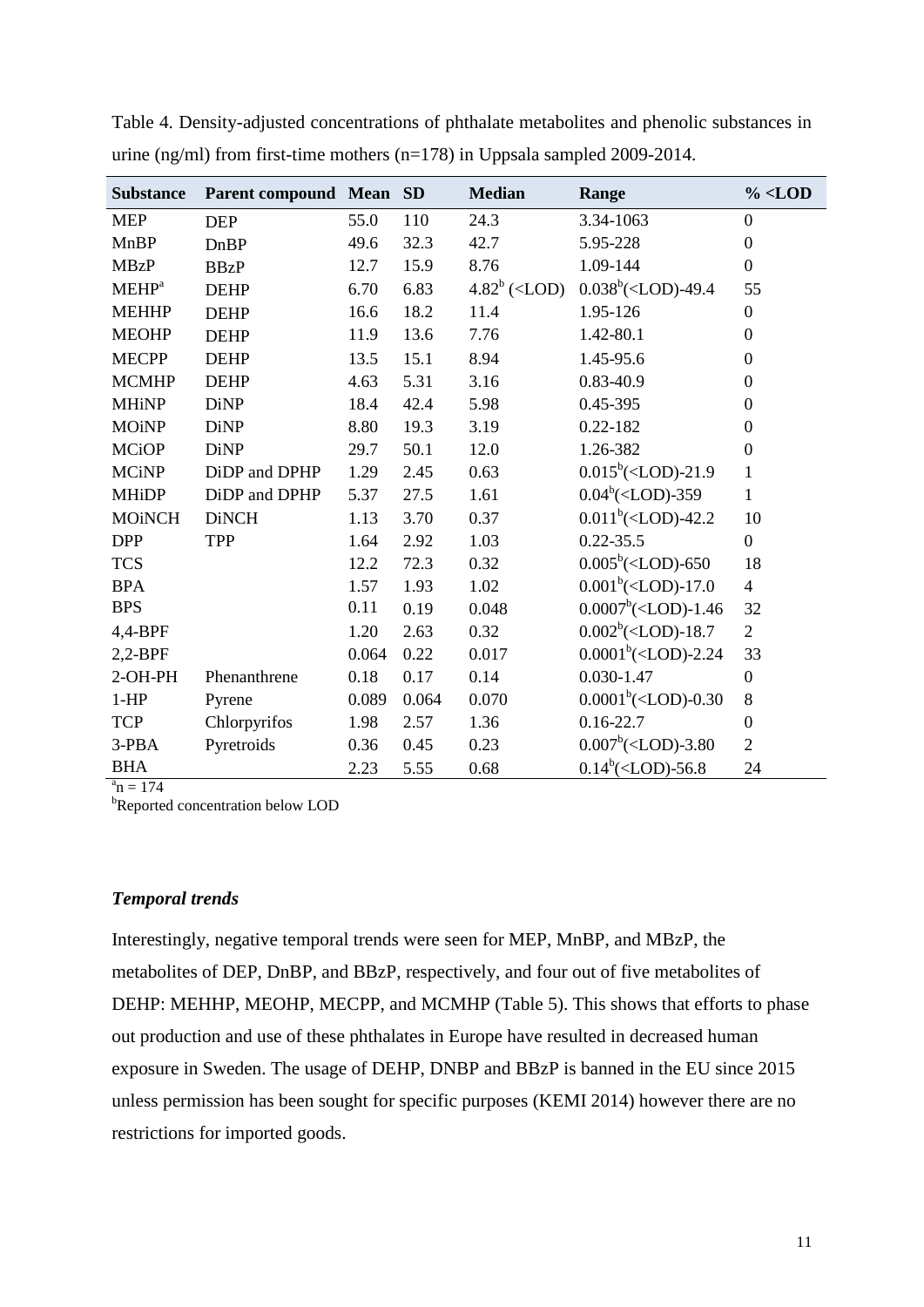Table 4. Density-adjusted concentrations of phthalate metabolites and phenolic substances in urine (ng/ml) from first-time mothers (n=178) in Uppsala sampled 2009-2014.

| Substance | Parent compound | Mean | SD | Median | Range | % <LOD |
|---|---|---|---|---|---|---|
| MEP | DEP | 55.0 | 110 | 24.3 | 3.34-1063 | 0 |
| MnBP | DnBP | 49.6 | 32.3 | 42.7 | 5.95-228 | 0 |
| MBzP | BBzP | 12.7 | 15.9 | 8.76 | 1.09-144 | 0 |
| MEHP[a] | DEHP | 6.70 | 6.83 | 4.82[b] (<LOD) | 0.038[b](<LOD)-49.4 | 55 |
| MEHHP | DEHP | 16.6 | 18.2 | 11.4 | 1.95-126 | 0 |
| MEOHP | DEHP | 11.9 | 13.6 | 7.76 | 1.42-80.1 | 0 |
| MECPP | DEHP | 13.5 | 15.1 | 8.94 | 1.45-95.6 | 0 |
| MCMHP | DEHP | 4.63 | 5.31 | 3.16 | 0.83-40.9 | 0 |
| MHiNP | DiNP | 18.4 | 42.4 | 5.98 | 0.45-395 | 0 |
| MOiNP | DiNP | 8.80 | 19.3 | 3.19 | 0.22-182 | 0 |
| MCiOP | DiNP | 29.7 | 50.1 | 12.0 | 1.26-382 | 0 |
| MCiNP | DiDP and DPHP | 1.29 | 2.45 | 0.63 | 0.015[b](<LOD)-21.9 | 1 |
| MHiDP | DiDP and DPHP | 5.37 | 27.5 | 1.61 | 0.04[b](<LOD)-359 | 1 |
| MOiNCH | DiNCH | 1.13 | 3.70 | 0.37 | 0.011[b](<LOD)-42.2 | 10 |
| DPP | TPP | 1.64 | 2.92 | 1.03 | 0.22-35.5 | 0 |
| TCS | | 12.2 | 72.3 | 0.32 | 0.005[b](<LOD)-650 | 18 |
| BPA | | 1.57 | 1.93 | 1.02 | 0.001[b](<LOD)-17.0 | 4 |
| BPS | | 0.11 | 0.19 | 0.048 | 0.0007[b](<LOD)-1.46 | 32 |
| 4,4-BPF | | 1.20 | 2.63 | 0.32 | 0.002[b](<LOD)-18.7 | 2 |
| 2,2-BPF | | 0.064 | 0.22 | 0.017 | 0.0001[b](<LOD)-2.24 | 33 |
| 2-OH-PH | Phenanthrene | 0.18 | 0.17 | 0.14 | 0.030-1.47 | 0 |
| 1-HP | Pyrene | 0.089 | 0.064 | 0.070 | 0.0001[b](<LOD)-0.30 | 8 |
| TCP | Chlorpyrifos | 1.98 | 2.57 | 1.36 | 0.16-22.7 | 0 |
| 3-PBA | Pyretroids | 0.36 | 0.45 | 0.23 | 0.007[b](<LOD)-3.80 | 2 |
| BHA | | 2.23 | 5.55 | 0.68 | 0.14[b](<LOD)-56.8 | 24 |

[a]n = 174

[b]Reported concentration below LOD

### *Temporal trends*

Interestingly, negative temporal trends were seen for MEP, MnBP, and MBzP, the metabolites of DEP, DnBP, and BBzP, respectively, and four out of five metabolites of DEHP: MEHHP, MEOHP, MECPP, and MCMHP (Table 5). This shows that efforts to phase out production and use of these phthalates in Europe have resulted in decreased human exposure in Sweden. The usage of DEHP, DNBP and BBzP is banned in the EU since 2015 unless permission has been sought for specific purposes (KEMI 2014) however there are no restrictions for imported goods.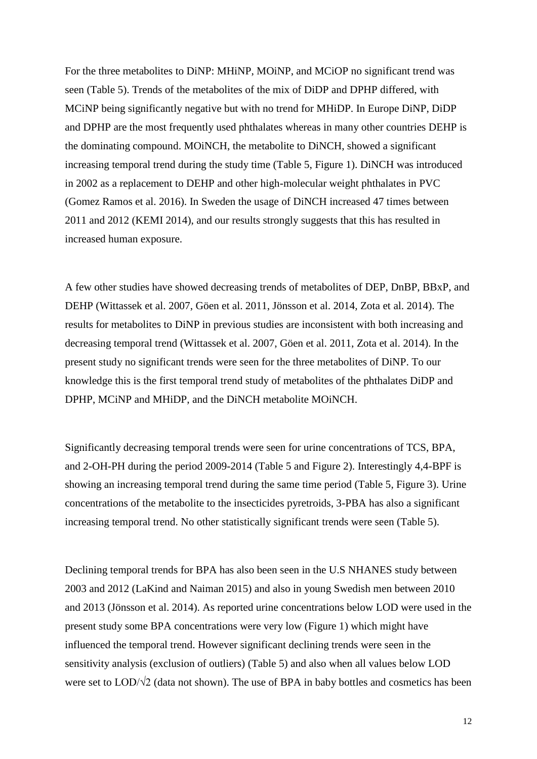For the three metabolites to DiNP: MHiNP, MOiNP, and MCiOP no significant trend was seen (Table 5). Trends of the metabolites of the mix of DiDP and DPHP differed, with MCiNP being significantly negative but with no trend for MHiDP. In Europe DiNP, DiDP and DPHP are the most frequently used phthalates whereas in many other countries DEHP is the dominating compound. MOiNCH, the metabolite to DiNCH, showed a significant increasing temporal trend during the study time (Table 5, Figure 1). DiNCH was introduced in 2002 as a replacement to DEHP and other high-molecular weight phthalates in PVC (Gomez Ramos et al. 2016). In Sweden the usage of DiNCH increased 47 times between 2011 and 2012 (KEMI 2014), and our results strongly suggests that this has resulted in increased human exposure.

A few other studies have showed decreasing trends of metabolites of DEP, DnBP, BBxP, and DEHP (Wittassek et al. 2007, Göen et al. 2011, Jönsson et al. 2014, Zota et al. 2014). The results for metabolites to DiNP in previous studies are inconsistent with both increasing and decreasing temporal trend (Wittassek et al. 2007, Göen et al. 2011, Zota et al. 2014). In the present study no significant trends were seen for the three metabolites of DiNP. To our knowledge this is the first temporal trend study of metabolites of the phthalates DiDP and DPHP, MCiNP and MHiDP, and the DiNCH metabolite MOiNCH.

Significantly decreasing temporal trends were seen for urine concentrations of TCS, BPA, and 2-OH-PH during the period 2009-2014 (Table 5 and Figure 2). Interestingly 4,4-BPF is showing an increasing temporal trend during the same time period (Table 5, Figure 3). Urine concentrations of the metabolite to the insecticides pyretroids, 3-PBA has also a significant increasing temporal trend. No other statistically significant trends were seen (Table 5).

Declining temporal trends for BPA has also been seen in the U.S NHANES study between 2003 and 2012 (LaKind and Naiman 2015) and also in young Swedish men between 2010 and 2013 (Jönsson et al. 2014). As reported urine concentrations below LOD were used in the present study some BPA concentrations were very low (Figure 1) which might have influenced the temporal trend. However significant declining trends were seen in the sensitivity analysis (exclusion of outliers) (Table 5) and also when all values below LOD were set to LOD/$\sqrt{2}$ (data not shown). The use of BPA in baby bottles and cosmetics has been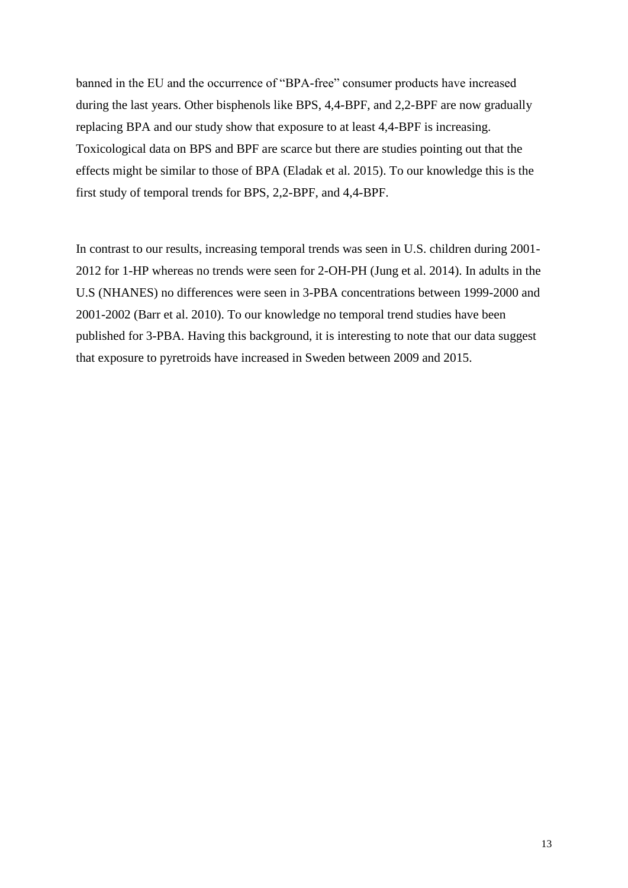banned in the EU and the occurrence of "BPA-free" consumer products have increased during the last years. Other bisphenols like BPS, 4,4-BPF, and 2,2-BPF are now gradually replacing BPA and our study show that exposure to at least 4,4-BPF is increasing. Toxicological data on BPS and BPF are scarce but there are studies pointing out that the effects might be similar to those of BPA (Eladak et al. 2015). To our knowledge this is the first study of temporal trends for BPS, 2,2-BPF, and 4,4-BPF.

In contrast to our results, increasing temporal trends was seen in U.S. children during 2001-2012 for 1-HP whereas no trends were seen for 2-OH-PH (Jung et al. 2014). In adults in the U.S (NHANES) no differences were seen in 3-PBA concentrations between 1999-2000 and 2001-2002 (Barr et al. 2010). To our knowledge no temporal trend studies have been published for 3-PBA. Having this background, it is interesting to note that our data suggest that exposure to pyretroids have increased in Sweden between 2009 and 2015.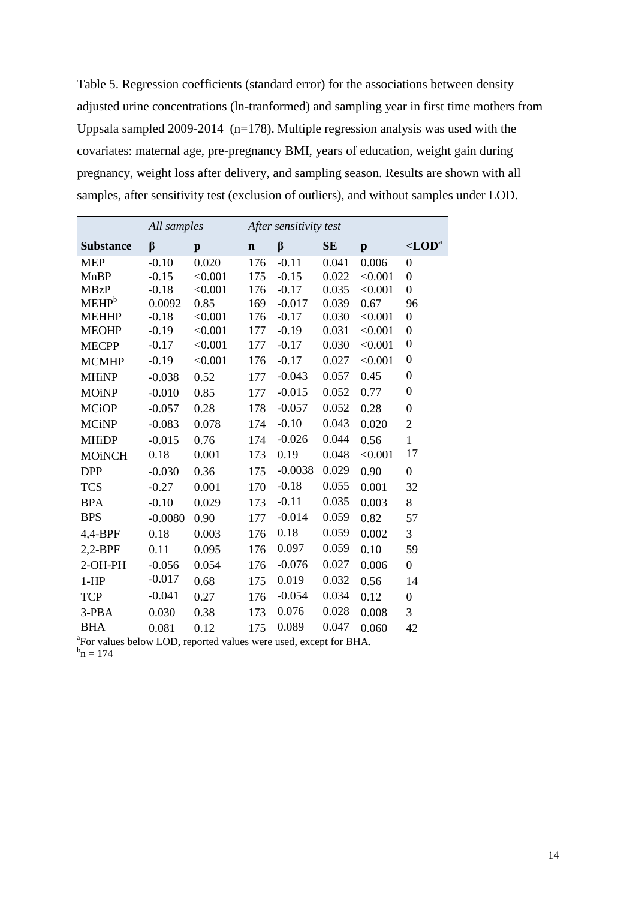Table 5. Regression coefficients (standard error) for the associations between density adjusted urine concentrations (ln-tranformed) and sampling year in first time mothers from Uppsala sampled 2009-2014 (n=178). Multiple regression analysis was used with the covariates: maternal age, pre-pregnancy BMI, years of education, weight gain during pregnancy, weight loss after delivery, and sampling season. Results are shown with all samples, after sensitivity test (exclusion of outliers), and without samples under LOD.

| | *All samples* | | *After sensitivity test* | | | | |
|---|---|---|---|---|---|---|---|
| **Substance** | **β** | **p** | **n** | **β** | **SE** | **p** | **<LOD[a]** |
| MEP | -0.10 | 0.020 | 176 | -0.11 | 0.041 | 0.006 | 0 |
| MnBP | -0.15 | <0.001 | 175 | -0.15 | 0.022 | <0.001 | 0 |
| MBzP | -0.18 | <0.001 | 176 | -0.17 | 0.035 | <0.001 | 0 |
| MEHP[b] | 0.0092 | 0.85 | 169 | -0.017 | 0.039 | 0.67 | 96 |
| MEHHP | -0.18 | <0.001 | 176 | -0.17 | 0.030 | <0.001 | 0 |
| MEOHP | -0.19 | <0.001 | 177 | -0.19 | 0.031 | <0.001 | 0 |
| MECPP | -0.17 | <0.001 | 177 | -0.17 | 0.030 | <0.001 | 0 |
| MCMHP | -0.19 | <0.001 | 176 | -0.17 | 0.027 | <0.001 | 0 |
| MHiNP | -0.038 | 0.52 | 177 | -0.043 | 0.057 | 0.45 | 0 |
| MOiNP | -0.010 | 0.85 | 177 | -0.015 | 0.052 | 0.77 | 0 |
| MCiOP | -0.057 | 0.28 | 178 | -0.057 | 0.052 | 0.28 | 0 |
| MCiNP | -0.083 | 0.078 | 174 | -0.10 | 0.043 | 0.020 | 2 |
| MHiDP | -0.015 | 0.76 | 174 | -0.026 | 0.044 | 0.56 | 1 |
| MOiNCH | 0.18 | 0.001 | 173 | 0.19 | 0.048 | <0.001 | 17 |
| DPP | -0.030 | 0.36 | 175 | -0.0038 | 0.029 | 0.90 | 0 |
| TCS | -0.27 | 0.001 | 170 | -0.18 | 0.055 | 0.001 | 32 |
| BPA | -0.10 | 0.029 | 173 | -0.11 | 0.035 | 0.003 | 8 |
| BPS | -0.0080 | 0.90 | 177 | -0.014 | 0.059 | 0.82 | 57 |
| 4,4-BPF | 0.18 | 0.003 | 176 | 0.18 | 0.059 | 0.002 | 3 |
| 2,2-BPF | 0.11 | 0.095 | 176 | 0.097 | 0.059 | 0.10 | 59 |
| 2-OH-PH | -0.056 | 0.054 | 176 | -0.076 | 0.027 | 0.006 | 0 |
| 1-HP | -0.017 | 0.68 | 175 | 0.019 | 0.032 | 0.56 | 14 |
| TCP | -0.041 | 0.27 | 176 | -0.054 | 0.034 | 0.12 | 0 |
| 3-PBA | 0.030 | 0.38 | 173 | 0.076 | 0.028 | 0.008 | 3 |
| BHA | 0.081 | 0.12 | 175 | 0.089 | 0.047 | 0.060 | 42 |

[a]For values below LOD, reported values were used, except for BHA.
[b]n = 174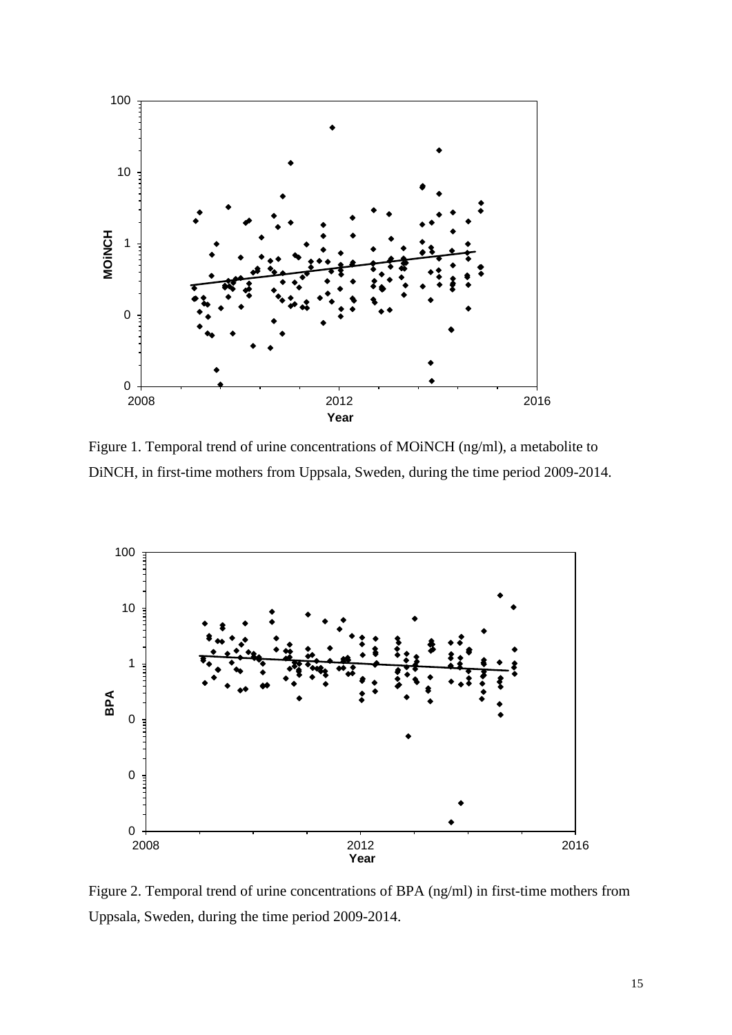Figure 1. Temporal trend of urine concentrations of MOiNCH (ng/ml), a metabolite to DiNCH, in first-time mothers from Uppsala, Sweden, during the time period 2009-2014.

Figure 2. Temporal trend of urine concentrations of BPA (ng/ml) in first-time mothers from Uppsala, Sweden, during the time period 2009-2014.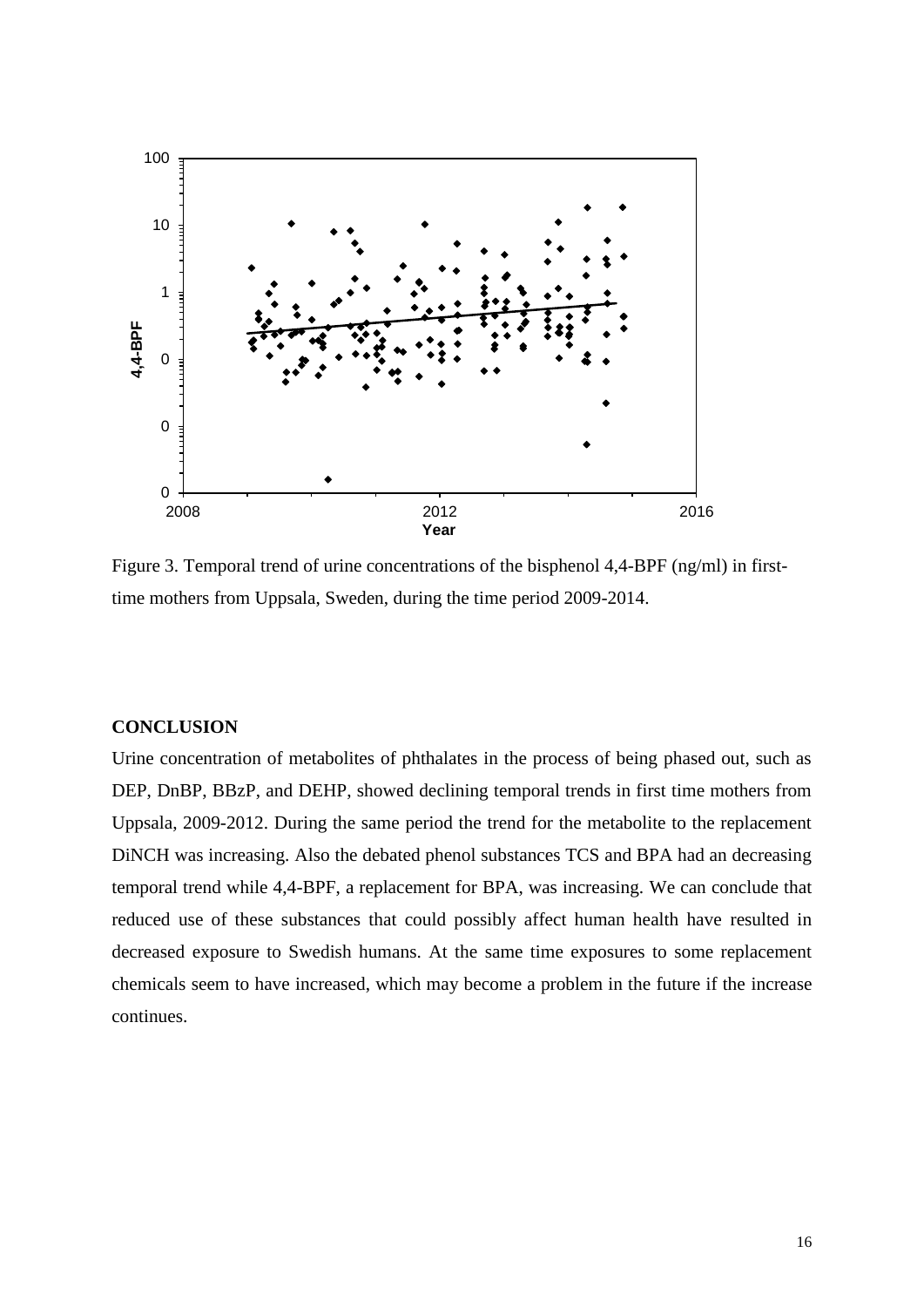Figure 3. Temporal trend of urine concentrations of the bisphenol 4,4-BPF (ng/ml) in first-time mothers from Uppsala, Sweden, during the time period 2009-2014.

## CONCLUSION

Urine concentration of metabolites of phthalates in the process of being phased out, such as DEP, DnBP, BBzP, and DEHP, showed declining temporal trends in first time mothers from Uppsala, 2009-2012. During the same period the trend for the metabolite to the replacement DiNCH was increasing. Also the debated phenol substances TCS and BPA had an decreasing temporal trend while 4,4-BPF, a replacement for BPA, was increasing. We can conclude that reduced use of these substances that could possibly affect human health have resulted in decreased exposure to Swedish humans. At the same time exposures to some replacement chemicals seem to have increased, which may become a problem in the future if the increase continues.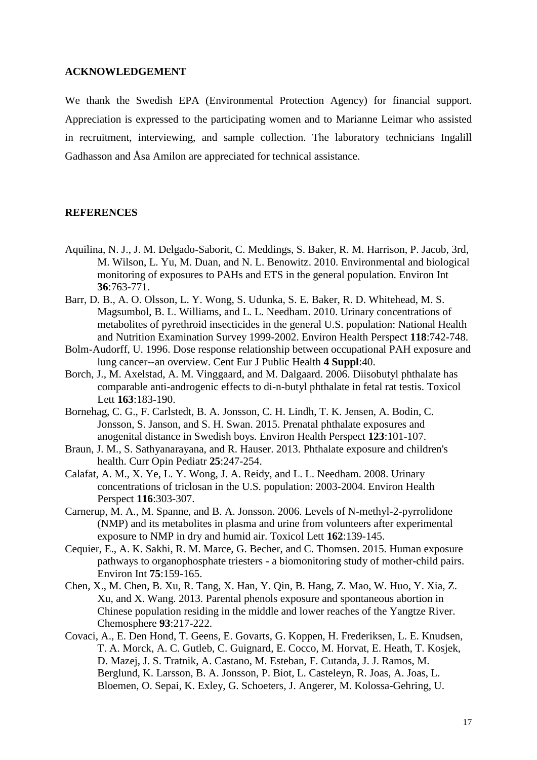## ACKNOWLEDGEMENT

We thank the Swedish EPA (Environmental Protection Agency) for financial support. Appreciation is expressed to the participating women and to Marianne Leimar who assisted in recruitment, interviewing, and sample collection. The laboratory technicians Ingalill Gadhasson and Åsa Amilon are appreciated for technical assistance.

## REFERENCES

Aquilina, N. J., J. M. Delgado-Saborit, C. Meddings, S. Baker, R. M. Harrison, P. Jacob, 3rd, M. Wilson, L. Yu, M. Duan, and N. L. Benowitz. 2010. Environmental and biological monitoring of exposures to PAHs and ETS in the general population. Environ Int **36**:763-771.

Barr, D. B., A. O. Olsson, L. Y. Wong, S. Udunka, S. E. Baker, R. D. Whitehead, M. S. Magsumbol, B. L. Williams, and L. L. Needham. 2010. Urinary concentrations of metabolites of pyrethroid insecticides in the general U.S. population: National Health and Nutrition Examination Survey 1999-2002. Environ Health Perspect **118**:742-748.

Bolm-Audorff, U. 1996. Dose response relationship between occupational PAH exposure and lung cancer--an overview. Cent Eur J Public Health **4 Suppl**:40.

Borch, J., M. Axelstad, A. M. Vinggaard, and M. Dalgaard. 2006. Diisobutyl phthalate has comparable anti-androgenic effects to di-n-butyl phthalate in fetal rat testis. Toxicol Lett **163**:183-190.

Bornehag, C. G., F. Carlstedt, B. A. Jonsson, C. H. Lindh, T. K. Jensen, A. Bodin, C. Jonsson, S. Janson, and S. H. Swan. 2015. Prenatal phthalate exposures and anogenital distance in Swedish boys. Environ Health Perspect **123**:101-107.

Braun, J. M., S. Sathyanarayana, and R. Hauser. 2013. Phthalate exposure and children's health. Curr Opin Pediatr **25**:247-254.

Calafat, A. M., X. Ye, L. Y. Wong, J. A. Reidy, and L. L. Needham. 2008. Urinary concentrations of triclosan in the U.S. population: 2003-2004. Environ Health Perspect **116**:303-307.

Carnerup, M. A., M. Spanne, and B. A. Jonsson. 2006. Levels of N-methyl-2-pyrrolidone (NMP) and its metabolites in plasma and urine from volunteers after experimental exposure to NMP in dry and humid air. Toxicol Lett **162**:139-145.

Cequier, E., A. K. Sakhi, R. M. Marce, G. Becher, and C. Thomsen. 2015. Human exposure pathways to organophosphate triesters - a biomonitoring study of mother-child pairs. Environ Int **75**:159-165.

Chen, X., M. Chen, B. Xu, R. Tang, X. Han, Y. Qin, B. Hang, Z. Mao, W. Huo, Y. Xia, Z. Xu, and X. Wang. 2013. Parental phenols exposure and spontaneous abortion in Chinese population residing in the middle and lower reaches of the Yangtze River. Chemosphere **93**:217-222.

Covaci, A., E. Den Hond, T. Geens, E. Govarts, G. Koppen, H. Frederiksen, L. E. Knudsen, T. A. Morck, A. C. Gutleb, C. Guignard, E. Cocco, M. Horvat, E. Heath, T. Kosjek, D. Mazej, J. S. Tratnik, A. Castano, M. Esteban, F. Cutanda, J. J. Ramos, M. Berglund, K. Larsson, B. A. Jonsson, P. Biot, L. Casteleyn, R. Joas, A. Joas, L. Bloemen, O. Sepai, K. Exley, G. Schoeters, J. Angerer, M. Kolossa-Gehring, U.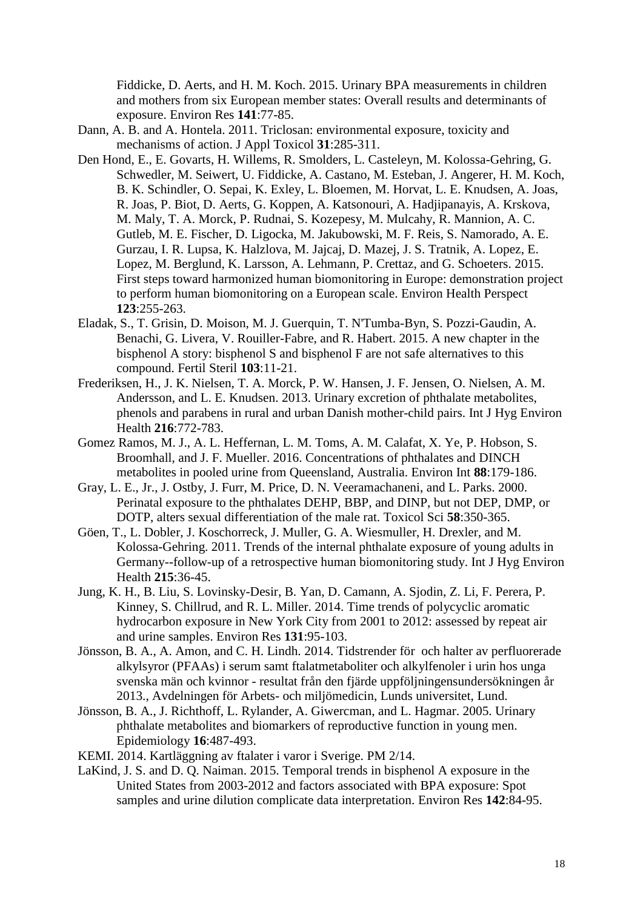Fiddicke, D. Aerts, and H. M. Koch. 2015. Urinary BPA measurements in children and mothers from six European member states: Overall results and determinants of exposure. Environ Res **141**:77-85.

Dann, A. B. and A. Hontela. 2011. Triclosan: environmental exposure, toxicity and mechanisms of action. J Appl Toxicol **31**:285-311.

Den Hond, E., E. Govarts, H. Willems, R. Smolders, L. Casteleyn, M. Kolossa-Gehring, G. Schwedler, M. Seiwert, U. Fiddicke, A. Castano, M. Esteban, J. Angerer, H. M. Koch, B. K. Schindler, O. Sepai, K. Exley, L. Bloemen, M. Horvat, L. E. Knudsen, A. Joas, R. Joas, P. Biot, D. Aerts, G. Koppen, A. Katsonouri, A. Hadjipanayis, A. Krskova, M. Maly, T. A. Morck, P. Rudnai, S. Kozepesy, M. Mulcahy, R. Mannion, A. C. Gutleb, M. E. Fischer, D. Ligocka, M. Jakubowski, M. F. Reis, S. Namorado, A. E. Gurzau, I. R. Lupsa, K. Halzlova, M. Jajcaj, D. Mazej, J. S. Tratnik, A. Lopez, E. Lopez, M. Berglund, K. Larsson, A. Lehmann, P. Crettaz, and G. Schoeters. 2015. First steps toward harmonized human biomonitoring in Europe: demonstration project to perform human biomonitoring on a European scale. Environ Health Perspect **123**:255-263.

Eladak, S., T. Grisin, D. Moison, M. J. Guerquin, T. N'Tumba-Byn, S. Pozzi-Gaudin, A. Benachi, G. Livera, V. Rouiller-Fabre, and R. Habert. 2015. A new chapter in the bisphenol A story: bisphenol S and bisphenol F are not safe alternatives to this compound. Fertil Steril **103**:11-21.

Frederiksen, H., J. K. Nielsen, T. A. Morck, P. W. Hansen, J. F. Jensen, O. Nielsen, A. M. Andersson, and L. E. Knudsen. 2013. Urinary excretion of phthalate metabolites, phenols and parabens in rural and urban Danish mother-child pairs. Int J Hyg Environ Health **216**:772-783.

Gomez Ramos, M. J., A. L. Heffernan, L. M. Toms, A. M. Calafat, X. Ye, P. Hobson, S. Broomhall, and J. F. Mueller. 2016. Concentrations of phthalates and DINCH metabolites in pooled urine from Queensland, Australia. Environ Int **88**:179-186.

Gray, L. E., Jr., J. Ostby, J. Furr, M. Price, D. N. Veeramachaneni, and L. Parks. 2000. Perinatal exposure to the phthalates DEHP, BBP, and DINP, but not DEP, DMP, or DOTP, alters sexual differentiation of the male rat. Toxicol Sci **58**:350-365.

Göen, T., L. Dobler, J. Koschorreck, J. Muller, G. A. Wiesmuller, H. Drexler, and M. Kolossa-Gehring. 2011. Trends of the internal phthalate exposure of young adults in Germany--follow-up of a retrospective human biomonitoring study. Int J Hyg Environ Health **215**:36-45.

Jung, K. H., B. Liu, S. Lovinsky-Desir, B. Yan, D. Camann, A. Sjodin, Z. Li, F. Perera, P. Kinney, S. Chillrud, and R. L. Miller. 2014. Time trends of polycyclic aromatic hydrocarbon exposure in New York City from 2001 to 2012: assessed by repeat air and urine samples. Environ Res **131**:95-103.

Jönsson, B. A., A. Amon, and C. H. Lindh. 2014. Tidstrender för  och halter av perfluorerade alkylsyror (PFAAs) i serum samt ftalatmetaboliter och alkylfenoler i urin hos unga svenska män och kvinnor - resultat från den fjärde uppföljningensundersökningen år 2013., Avdelningen för Arbets- och miljömedicin, Lunds universitet, Lund.

Jönsson, B. A., J. Richthoff, L. Rylander, A. Giwercman, and L. Hagmar. 2005. Urinary phthalate metabolites and biomarkers of reproductive function in young men. Epidemiology **16**:487-493.

KEMI. 2014. Kartläggning av ftalater i varor i Sverige. PM 2/14.

LaKind, J. S. and D. Q. Naiman. 2015. Temporal trends in bisphenol A exposure in the United States from 2003-2012 and factors associated with BPA exposure: Spot samples and urine dilution complicate data interpretation. Environ Res **142**:84-95.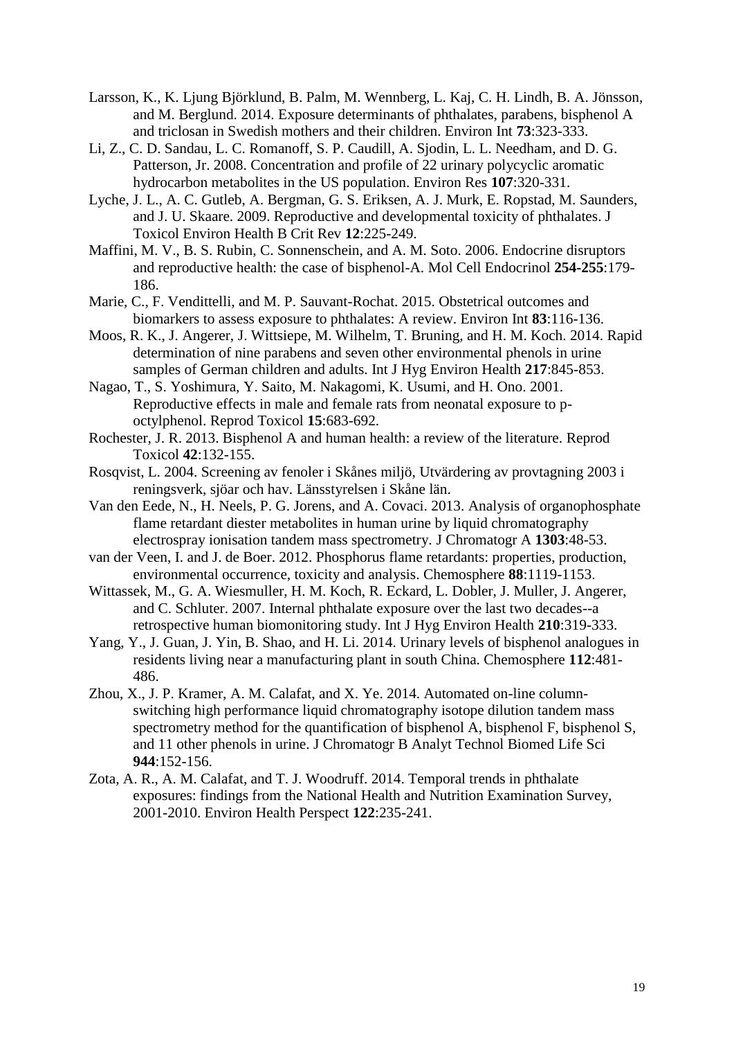Larsson, K., K. Ljung Björklund, B. Palm, M. Wennberg, L. Kaj, C. H. Lindh, B. A. Jönsson, and M. Berglund. 2014. Exposure determinants of phthalates, parabens, bisphenol A and triclosan in Swedish mothers and their children. Environ Int **73**:323-333.

Li, Z., C. D. Sandau, L. C. Romanoff, S. P. Caudill, A. Sjodin, L. L. Needham, and D. G. Patterson, Jr. 2008. Concentration and profile of 22 urinary polycyclic aromatic hydrocarbon metabolites in the US population. Environ Res **107**:320-331.

Lyche, J. L., A. C. Gutleb, A. Bergman, G. S. Eriksen, A. J. Murk, E. Ropstad, M. Saunders, and J. U. Skaare. 2009. Reproductive and developmental toxicity of phthalates. J Toxicol Environ Health B Crit Rev **12**:225-249.

Maffini, M. V., B. S. Rubin, C. Sonnenschein, and A. M. Soto. 2006. Endocrine disruptors and reproductive health: the case of bisphenol-A. Mol Cell Endocrinol **254-255**:179-186.

Marie, C., F. Vendittelli, and M. P. Sauvant-Rochat. 2015. Obstetrical outcomes and biomarkers to assess exposure to phthalates: A review. Environ Int **83**:116-136.

Moos, R. K., J. Angerer, J. Wittsiepe, M. Wilhelm, T. Bruning, and H. M. Koch. 2014. Rapid determination of nine parabens and seven other environmental phenols in urine samples of German children and adults. Int J Hyg Environ Health **217**:845-853.

Nagao, T., S. Yoshimura, Y. Saito, M. Nakagomi, K. Usumi, and H. Ono. 2001. Reproductive effects in male and female rats from neonatal exposure to p-octylphenol. Reprod Toxicol **15**:683-692.

Rochester, J. R. 2013. Bisphenol A and human health: a review of the literature. Reprod Toxicol **42**:132-155.

Rosqvist, L. 2004. Screening av fenoler i Skånes miljö, Utvärdering av provtagning 2003 i reningsverk, sjöar och hav. Länsstyrelsen i Skåne län.

Van den Eede, N., H. Neels, P. G. Jorens, and A. Covaci. 2013. Analysis of organophosphate flame retardant diester metabolites in human urine by liquid chromatography electrospray ionisation tandem mass spectrometry. J Chromatogr A **1303**:48-53.

van der Veen, I. and J. de Boer. 2012. Phosphorus flame retardants: properties, production, environmental occurrence, toxicity and analysis. Chemosphere **88**:1119-1153.

Wittassek, M., G. A. Wiesmuller, H. M. Koch, R. Eckard, L. Dobler, J. Muller, J. Angerer, and C. Schluter. 2007. Internal phthalate exposure over the last two decades--a retrospective human biomonitoring study. Int J Hyg Environ Health **210**:319-333.

Yang, Y., J. Guan, J. Yin, B. Shao, and H. Li. 2014. Urinary levels of bisphenol analogues in residents living near a manufacturing plant in south China. Chemosphere **112**:481-486.

Zhou, X., J. P. Kramer, A. M. Calafat, and X. Ye. 2014. Automated on-line column-switching high performance liquid chromatography isotope dilution tandem mass spectrometry method for the quantification of bisphenol A, bisphenol F, bisphenol S, and 11 other phenols in urine. J Chromatogr B Analyt Technol Biomed Life Sci **944**:152-156.

Zota, A. R., A. M. Calafat, and T. J. Woodruff. 2014. Temporal trends in phthalate exposures: findings from the National Health and Nutrition Examination Survey, 2001-2010. Environ Health Perspect **122**:235-241.